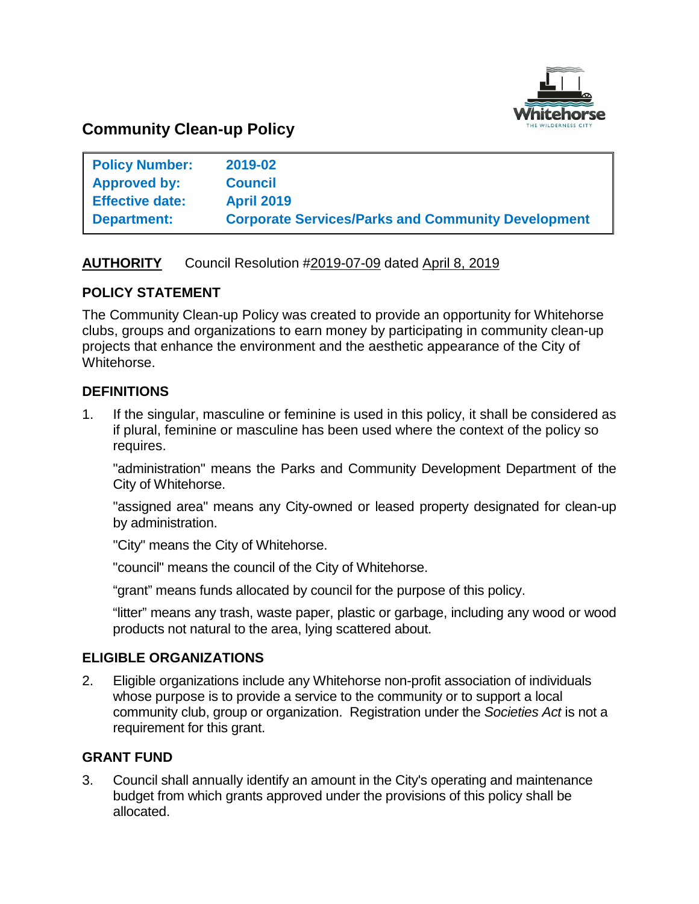# Community Clean-up Policy

| | |
|---|---|
| **Policy Number:** | **2019-02** |
| **Approved by:** | **Council** |
| **Effective date:** | **April 2019** |
| **Department:** | **Corporate Services/Parks and Community Development** |

**AUTHORITY** Council Resolution #2019-07-09 dated April 8, 2019

## POLICY STATEMENT

The Community Clean-up Policy was created to provide an opportunity for Whitehorse clubs, groups and organizations to earn money by participating in community clean-up projects that enhance the environment and the aesthetic appearance of the City of Whitehorse.

## DEFINITIONS

1. If the singular, masculine or feminine is used in this policy, it shall be considered as if plural, feminine or masculine has been used where the context of the policy so requires.

   "administration" means the Parks and Community Development Department of the City of Whitehorse.

   "assigned area" means any City-owned or leased property designated for clean-up by administration.

   "City" means the City of Whitehorse.

   "council" means the council of the City of Whitehorse.

   "grant" means funds allocated by council for the purpose of this policy.

   "litter" means any trash, waste paper, plastic or garbage, including any wood or wood products not natural to the area, lying scattered about.

## ELIGIBLE ORGANIZATIONS

2. Eligible organizations include any Whitehorse non-profit association of individuals whose purpose is to provide a service to the community or to support a local community club, group or organization. Registration under the *Societies Act* is not a requirement for this grant.

## GRANT FUND

3. Council shall annually identify an amount in the City's operating and maintenance budget from which grants approved under the provisions of this policy shall be allocated.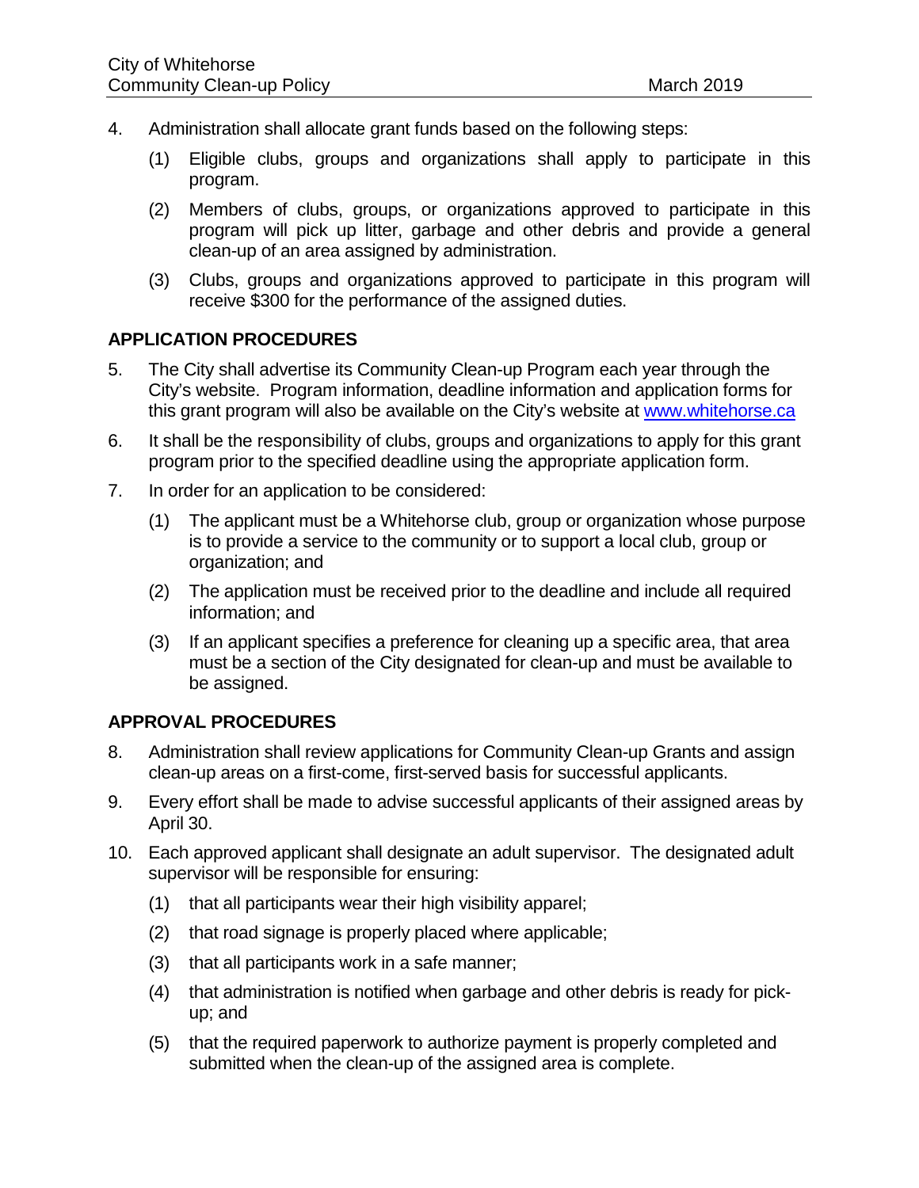4. Administration shall allocate grant funds based on the following steps:

   (1) Eligible clubs, groups and organizations shall apply to participate in this program.

   (2) Members of clubs, groups, or organizations approved to participate in this program will pick up litter, garbage and other debris and provide a general clean-up of an area assigned by administration.

   (3) Clubs, groups and organizations approved to participate in this program will receive $300 for the performance of the assigned duties.

## APPLICATION PROCEDURES

5. The City shall advertise its Community Clean-up Program each year through the City's website. Program information, deadline information and application forms for this grant program will also be available on the City's website at [www.whitehorse.ca](http://www.whitehorse.ca)

6. It shall be the responsibility of clubs, groups and organizations to apply for this grant program prior to the specified deadline using the appropriate application form.

7. In order for an application to be considered:

   (1) The applicant must be a Whitehorse club, group or organization whose purpose is to provide a service to the community or to support a local club, group or organization; and

   (2) The application must be received prior to the deadline and include all required information; and

   (3) If an applicant specifies a preference for cleaning up a specific area, that area must be a section of the City designated for clean-up and must be available to be assigned.

## APPROVAL PROCEDURES

8. Administration shall review applications for Community Clean-up Grants and assign clean-up areas on a first-come, first-served basis for successful applicants.

9. Every effort shall be made to advise successful applicants of their assigned areas by April 30.

10. Each approved applicant shall designate an adult supervisor. The designated adult supervisor will be responsible for ensuring:

    (1) that all participants wear their high visibility apparel;

    (2) that road signage is properly placed where applicable;

    (3) that all participants work in a safe manner;

    (4) that administration is notified when garbage and other debris is ready for pick-up; and

    (5) that the required paperwork to authorize payment is properly completed and submitted when the clean-up of the assigned area is complete.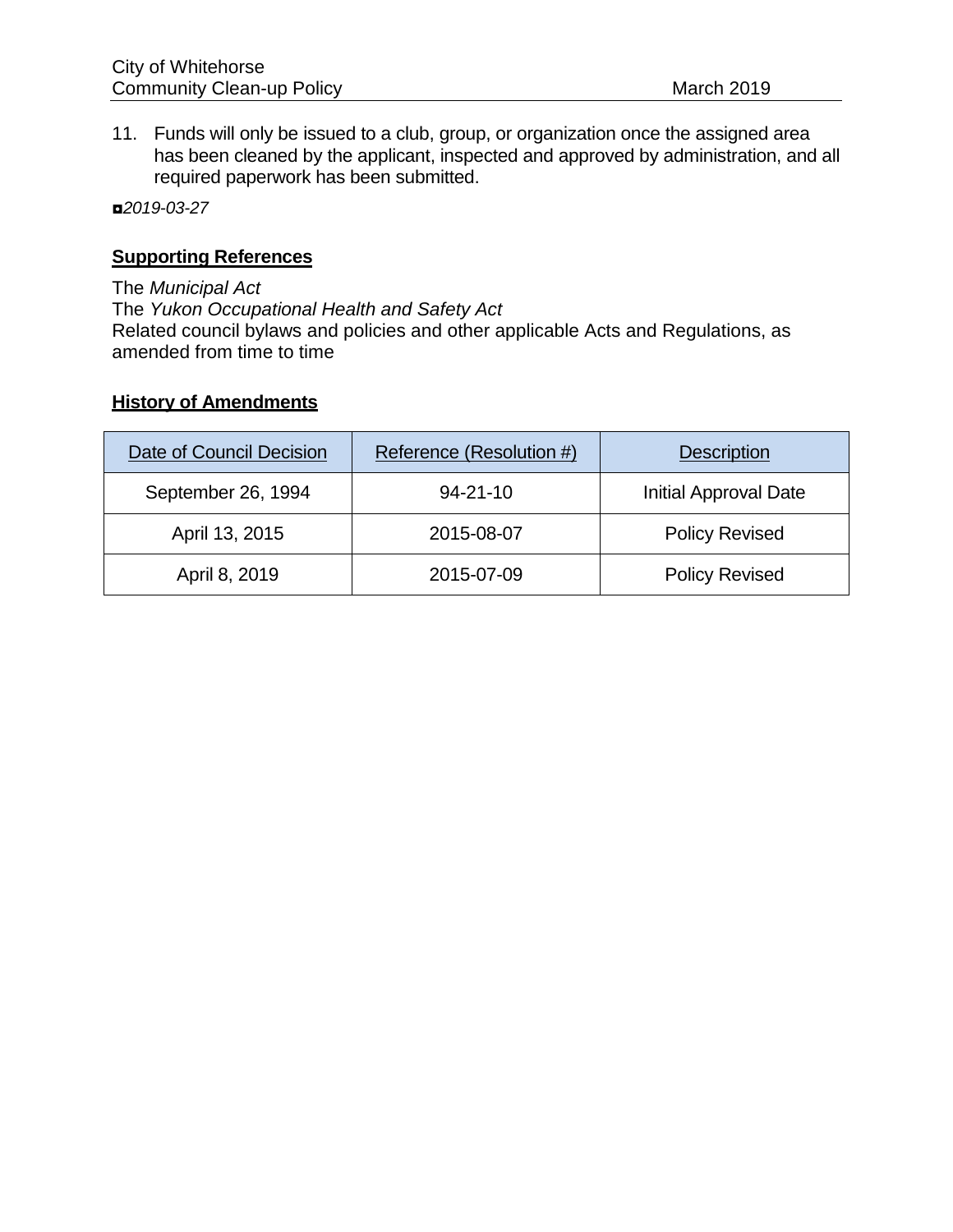11. Funds will only be issued to a club, group, or organization once the assigned area has been cleaned by the applicant, inspected and approved by administration, and all required paperwork has been submitted.

◘*2019-03-27*

## Supporting References

The *Municipal Act*
The *Yukon Occupational Health and Safety Act*
Related council bylaws and policies and other applicable Acts and Regulations, as amended from time to time

## History of Amendments

| Date of Council Decision | Reference (Resolution #) | Description |
|---|---|---|
| September 26, 1994 | 94-21-10 | Initial Approval Date |
| April 13, 2015 | 2015-08-07 | Policy Revised |
| April 8, 2019 | 2015-07-09 | Policy Revised |